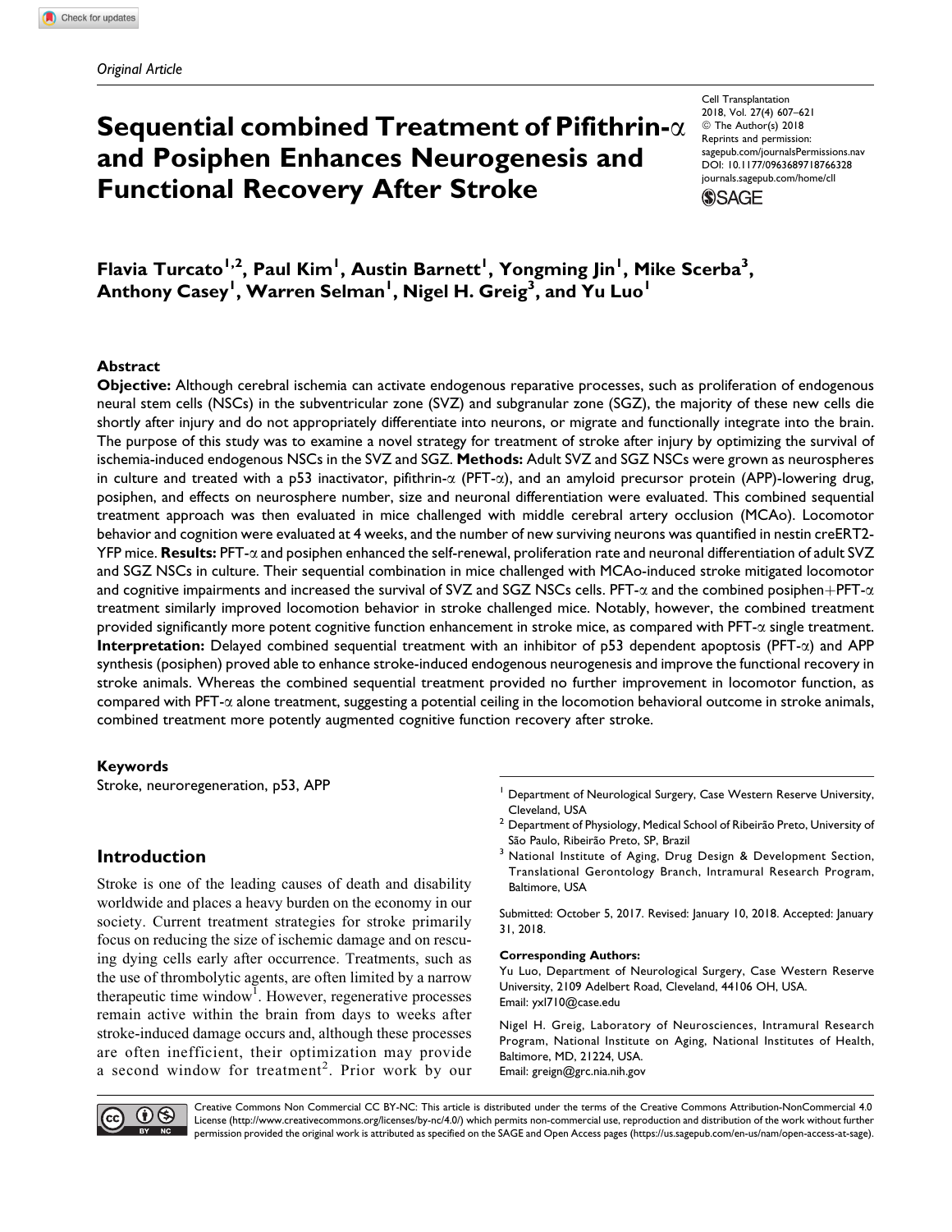*Original Article*

# Sequential combined Treatment of Pifithrin-α and Posiphen Enhances Neurogenesis and Functional Recovery After Stroke

Cell Transplantation
2018, Vol. 27(4) 607–621
© The Author(s) 2018
Reprints and permission: sagepub.com/journalsPermissions.nav
DOI: 10.1177/0963689718766328
journals.sagepub.com/home/cll

**Flavia Turcato[1,2], Paul Kim[1], Austin Barnett[1], Yongming Jin[1], Mike Scerba[3], Anthony Casey[1], Warren Selman[1], Nigel H. Greig[3], and Yu Luo[1]**

## Abstract

**Objective:** Although cerebral ischemia can activate endogenous reparative processes, such as proliferation of endogenous neural stem cells (NSCs) in the subventricular zone (SVZ) and subgranular zone (SGZ), the majority of these new cells die shortly after injury and do not appropriately differentiate into neurons, or migrate and functionally integrate into the brain. The purpose of this study was to examine a novel strategy for treatment of stroke after injury by optimizing the survival of ischemia-induced endogenous NSCs in the SVZ and SGZ. **Methods:** Adult SVZ and SGZ NSCs were grown as neurospheres in culture and treated with a p53 inactivator, pifithrin-α (PFT-α), and an amyloid precursor protein (APP)-lowering drug, posiphen, and effects on neurosphere number, size and neuronal differentiation were evaluated. This combined sequential treatment approach was then evaluated in mice challenged with middle cerebral artery occlusion (MCAo). Locomotor behavior and cognition were evaluated at 4 weeks, and the number of new surviving neurons was quantified in nestin creERT2-YFP mice. **Results:** PFT-α and posiphen enhanced the self-renewal, proliferation rate and neuronal differentiation of adult SVZ and SGZ NSCs in culture. Their sequential combination in mice challenged with MCAo-induced stroke mitigated locomotor and cognitive impairments and increased the survival of SVZ and SGZ NSCs cells. PFT-α and the combined posiphen+PFT-α treatment similarly improved locomotion behavior in stroke challenged mice. Notably, however, the combined treatment provided significantly more potent cognitive function enhancement in stroke mice, as compared with PFT-α single treatment. **Interpretation:** Delayed combined sequential treatment with an inhibitor of p53 dependent apoptosis (PFT-α) and APP synthesis (posiphen) proved able to enhance stroke-induced endogenous neurogenesis and improve the functional recovery in stroke animals. Whereas the combined sequential treatment provided no further improvement in locomotor function, as compared with PFT-α alone treatment, suggesting a potential ceiling in the locomotion behavioral outcome in stroke animals, combined treatment more potently augmented cognitive function recovery after stroke.

### Keywords

Stroke, neuroregeneration, p53, APP

## Introduction

Stroke is one of the leading causes of death and disability worldwide and places a heavy burden on the economy in our society. Current treatment strategies for stroke primarily focus on reducing the size of ischemic damage and on rescuing dying cells early after occurrence. Treatments, such as the use of thrombolytic agents, are often limited by a narrow therapeutic time window[1]. However, regenerative processes remain active within the brain from days to weeks after stroke-induced damage occurs and, although these processes are often inefficient, their optimization may provide a second window for treatment[2]. Prior work by our

[1] Department of Neurological Surgery, Case Western Reserve University, Cleveland, USA
[2] Department of Physiology, Medical School of Ribeirão Preto, University of São Paulo, Ribeirão Preto, SP, Brazil
[3] National Institute of Aging, Drug Design & Development Section, Translational Gerontology Branch, Intramural Research Program, Baltimore, USA

Submitted: October 5, 2017. Revised: January 10, 2018. Accepted: January 31, 2018.

**Corresponding Authors:**
Yu Luo, Department of Neurological Surgery, Case Western Reserve University, 2109 Adelbert Road, Cleveland, 44106 OH, USA.
Email: yxl710@case.edu

Nigel H. Greig, Laboratory of Neurosciences, Intramural Research Program, National Institute on Aging, National Institutes of Health, Baltimore, MD, 21224, USA.
Email: greign@grc.nia.nih.gov

Creative Commons Non Commercial CC BY-NC: This article is distributed under the terms of the Creative Commons Attribution-NonCommercial 4.0 License (http://www.creativecommons.org/licenses/by-nc/4.0/) which permits non-commercial use, reproduction and distribution of the work without further permission provided the original work is attributed as specified on the SAGE and Open Access pages (https://us.sagepub.com/en-us/nam/open-access-at-sage).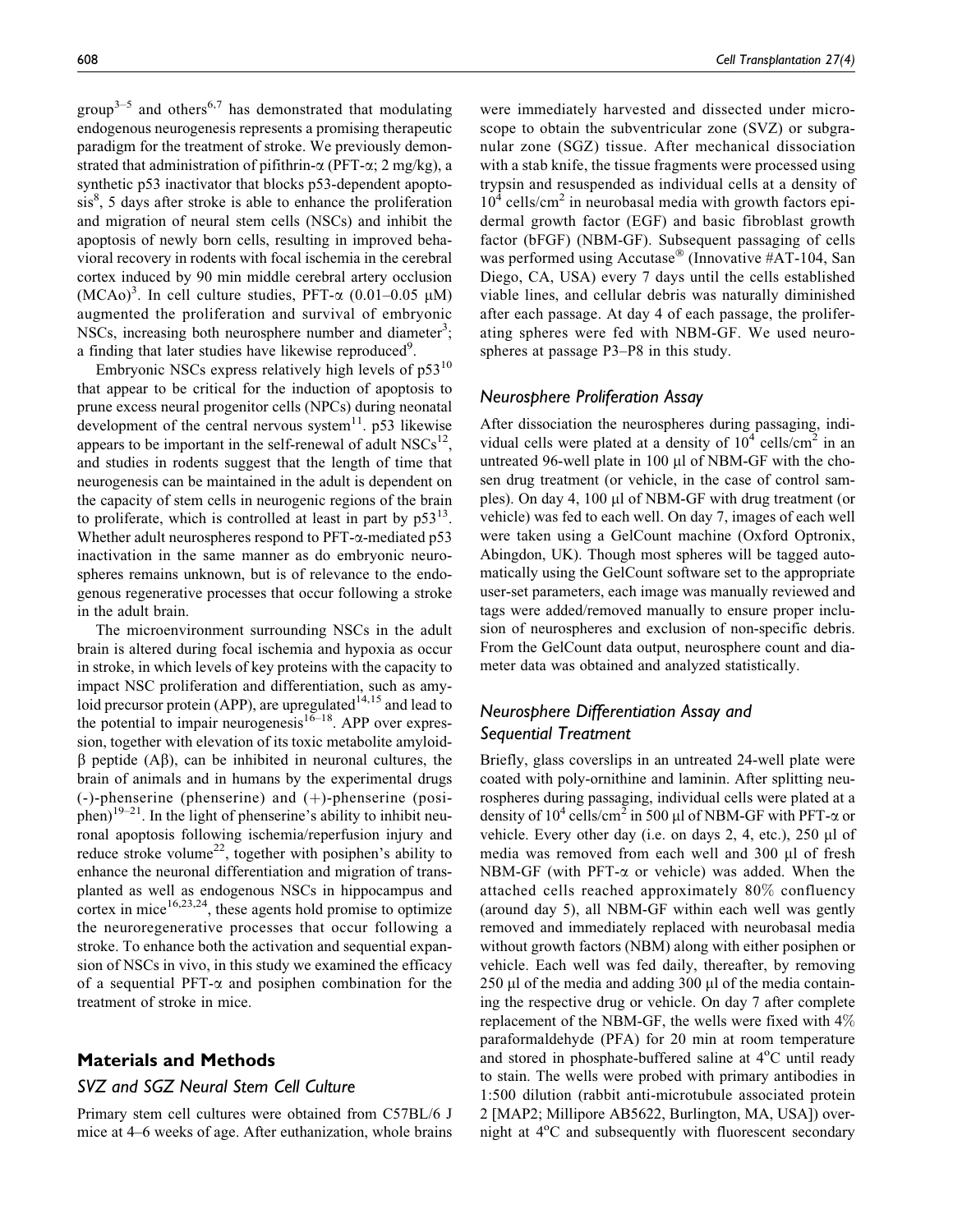group[3–5] and others[6,7] has demonstrated that modulating endogenous neurogenesis represents a promising therapeutic paradigm for the treatment of stroke. We previously demonstrated that administration of pifithrin-α (PFT-α; 2 mg/kg), a synthetic p53 inactivator that blocks p53-dependent apoptosis[8], 5 days after stroke is able to enhance the proliferation and migration of neural stem cells (NSCs) and inhibit the apoptosis of newly born cells, resulting in improved behavioral recovery in rodents with focal ischemia in the cerebral cortex induced by 90 min middle cerebral artery occlusion (MCAo)[3]. In cell culture studies, PFT-α (0.01–0.05 μM) augmented the proliferation and survival of embryonic NSCs, increasing both neurosphere number and diameter[3]; a finding that later studies have likewise reproduced[9].

Embryonic NSCs express relatively high levels of p53[10] that appear to be critical for the induction of apoptosis to prune excess neural progenitor cells (NPCs) during neonatal development of the central nervous system[11]. p53 likewise appears to be important in the self-renewal of adult NSCs[12], and studies in rodents suggest that the length of time that neurogenesis can be maintained in the adult is dependent on the capacity of stem cells in neurogenic regions of the brain to proliferate, which is controlled at least in part by p53[13]. Whether adult neurospheres respond to PFT-α-mediated p53 inactivation in the same manner as do embryonic neurospheres remains unknown, but is of relevance to the endogenous regenerative processes that occur following a stroke in the adult brain.

The microenvironment surrounding NSCs in the adult brain is altered during focal ischemia and hypoxia as occur in stroke, in which levels of key proteins with the capacity to impact NSC proliferation and differentiation, such as amyloid precursor protein (APP), are upregulated[14,15] and lead to the potential to impair neurogenesis[16–18]. APP over expression, together with elevation of its toxic metabolite amyloid-β peptide (Aβ), can be inhibited in neuronal cultures, the brain of animals and in humans by the experimental drugs (-)-phenserine (phenserine) and (+)-phenserine (posiphen)[19–21]. In the light of phenserine's ability to inhibit neuronal apoptosis following ischemia/reperfusion injury and reduce stroke volume[22], together with posiphen's ability to enhance the neuronal differentiation and migration of transplanted as well as endogenous NSCs in hippocampus and cortex in mice[16,23,24], these agents hold promise to optimize the neuroregenerative processes that occur following a stroke. To enhance both the activation and sequential expansion of NSCs in vivo, in this study we examined the efficacy of a sequential PFT-α and posiphen combination for the treatment of stroke in mice.

## Materials and Methods

### SVZ and SGZ Neural Stem Cell Culture

Primary stem cell cultures were obtained from C57BL/6 J mice at 4–6 weeks of age. After euthanization, whole brains were immediately harvested and dissected under microscope to obtain the subventricular zone (SVZ) or subgranular zone (SGZ) tissue. After mechanical dissociation with a stab knife, the tissue fragments were processed using trypsin and resuspended as individual cells at a density of $10^4$ cells/cm$^2$ in neurobasal media with growth factors epidermal growth factor (EGF) and basic fibroblast growth factor (bFGF) (NBM-GF). Subsequent passaging of cells was performed using Accutase® (Innovative #AT-104, San Diego, CA, USA) every 7 days until the cells established viable lines, and cellular debris was naturally diminished after each passage. At day 4 of each passage, the proliferating spheres were fed with NBM-GF. We used neurospheres at passage P3–P8 in this study.

### Neurosphere Proliferation Assay

After dissociation the neurospheres during passaging, individual cells were plated at a density of $10^4$ cells/cm$^2$ in an untreated 96-well plate in 100 μl of NBM-GF with the chosen drug treatment (or vehicle, in the case of control samples). On day 4, 100 μl of NBM-GF with drug treatment (or vehicle) was fed to each well. On day 7, images of each well were taken using a GelCount machine (Oxford Optronix, Abingdon, UK). Though most spheres will be tagged automatically using the GelCount software set to the appropriate user-set parameters, each image was manually reviewed and tags were added/removed manually to ensure proper inclusion of neurospheres and exclusion of non-specific debris. From the GelCount data output, neurosphere count and diameter data was obtained and analyzed statistically.

### Neurosphere Differentiation Assay and Sequential Treatment

Briefly, glass coverslips in an untreated 24-well plate were coated with poly-ornithine and laminin. After splitting neurospheres during passaging, individual cells were plated at a density of $10^4$ cells/cm$^2$ in 500 μl of NBM-GF with PFT-α or vehicle. Every other day (i.e. on days 2, 4, etc.), 250 μl of media was removed from each well and 300 μl of fresh NBM-GF (with PFT-α or vehicle) was added. When the attached cells reached approximately 80% confluency (around day 5), all NBM-GF within each well was gently removed and immediately replaced with neurobasal media without growth factors (NBM) along with either posiphen or vehicle. Each well was fed daily, thereafter, by removing 250 μl of the media and adding 300 μl of the media containing the respective drug or vehicle. On day 7 after complete replacement of the NBM-GF, the wells were fixed with 4% paraformaldehyde (PFA) for 20 min at room temperature and stored in phosphate-buffered saline at 4°C until ready to stain. The wells were probed with primary antibodies in 1:500 dilution (rabbit anti-microtubule associated protein 2 [MAP2; Millipore AB5622, Burlington, MA, USA]) overnight at 4°C and subsequently with fluorescent secondary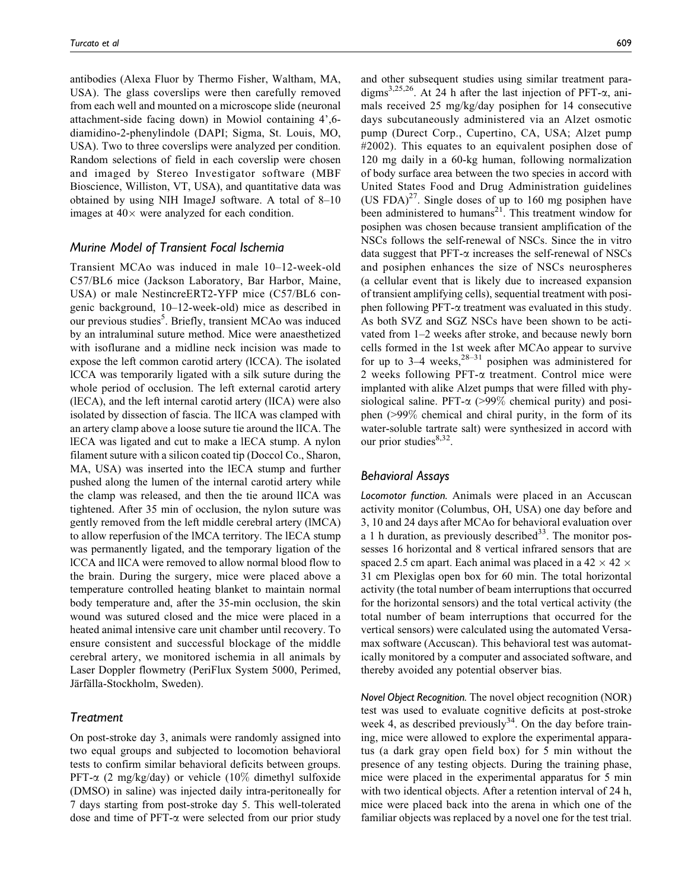antibodies (Alexa Fluor by Thermo Fisher, Waltham, MA, USA). The glass coverslips were then carefully removed from each well and mounted on a microscope slide (neuronal attachment-side facing down) in Mowiol containing 4',6-diamidino-2-phenylindole (DAPI; Sigma, St. Louis, MO, USA). Two to three coverslips were analyzed per condition. Random selections of field in each coverslip were chosen and imaged by Stereo Investigator software (MBF Bioscience, Williston, VT, USA), and quantitative data was obtained by using NIH ImageJ software. A total of 8–10 images at 40× were analyzed for each condition.

## Murine Model of Transient Focal Ischemia

Transient MCAo was induced in male 10–12-week-old C57/BL6 mice (Jackson Laboratory, Bar Harbor, Maine, USA) or male NestincreERT2-YFP mice (C57/BL6 congenic background, 10–12-week-old) mice as described in our previous studies[5]. Briefly, transient MCAo was induced by an intraluminal suture method. Mice were anaesthetized with isoflurane and a midline neck incision was made to expose the left common carotid artery (lCCA). The isolated lCCA was temporarily ligated with a silk suture during the whole period of occlusion. The left external carotid artery (lECA), and the left internal carotid artery (lICA) were also isolated by dissection of fascia. The lICA was clamped with an artery clamp above a loose suture tie around the lICA. The lECA was ligated and cut to make a lECA stump. A nylon filament suture with a silicon coated tip (Doccol Co., Sharon, MA, USA) was inserted into the lECA stump and further pushed along the lumen of the internal carotid artery while the clamp was released, and then the tie around lICA was tightened. After 35 min of occlusion, the nylon suture was gently removed from the left middle cerebral artery (lMCA) to allow reperfusion of the lMCA territory. The lECA stump was permanently ligated, and the temporary ligation of the lCCA and lICA were removed to allow normal blood flow to the brain. During the surgery, mice were placed above a temperature controlled heating blanket to maintain normal body temperature and, after the 35-min occlusion, the skin wound was sutured closed and the mice were placed in a heated animal intensive care unit chamber until recovery. To ensure consistent and successful blockage of the middle cerebral artery, we monitored ischemia in all animals by Laser Doppler flowmetry (PeriFlux System 5000, Perimed, Järfälla-Stockholm, Sweden).

## Treatment

On post-stroke day 3, animals were randomly assigned into two equal groups and subjected to locomotion behavioral tests to confirm similar behavioral deficits between groups. PFT-α (2 mg/kg/day) or vehicle (10% dimethyl sulfoxide (DMSO) in saline) was injected daily intra-peritoneally for 7 days starting from post-stroke day 5. This well-tolerated dose and time of PFT-α were selected from our prior study and other subsequent studies using similar treatment paradigms[3,25,26]. At 24 h after the last injection of PFT-α, animals received 25 mg/kg/day posiphen for 14 consecutive days subcutaneously administered via an Alzet osmotic pump (Durect Corp., Cupertino, CA, USA; Alzet pump #2002). This equates to an equivalent posiphen dose of 120 mg daily in a 60-kg human, following normalization of body surface area between the two species in accord with United States Food and Drug Administration guidelines (US FDA)[27]. Single doses of up to 160 mg posiphen have been administered to humans[21]. This treatment window for posiphen was chosen because transient amplification of the NSCs follows the self-renewal of NSCs. Since the in vitro data suggest that PFT-α increases the self-renewal of NSCs and posiphen enhances the size of NSCs neurospheres (a cellular event that is likely due to increased expansion of transient amplifying cells), sequential treatment with posiphen following PFT-α treatment was evaluated in this study. As both SVZ and SGZ NSCs have been shown to be activated from 1–2 weeks after stroke, and because newly born cells formed in the 1st week after MCAo appear to survive for up to 3–4 weeks,[28–31] posiphen was administered for 2 weeks following PFT-α treatment. Control mice were implanted with alike Alzet pumps that were filled with physiological saline. PFT-α (>99% chemical purity) and posiphen (>99% chemical and chiral purity, in the form of its water-soluble tartrate salt) were synthesized in accord with our prior studies[8,32].

## Behavioral Assays

*Locomotor function.* Animals were placed in an Accuscan activity monitor (Columbus, OH, USA) one day before and 3, 10 and 24 days after MCAo for behavioral evaluation over a 1 h duration, as previously described[33]. The monitor possesses 16 horizontal and 8 vertical infrared sensors that are spaced 2.5 cm apart. Each animal was placed in a 42 × 42 × 31 cm Plexiglas open box for 60 min. The total horizontal activity (the total number of beam interruptions that occurred for the horizontal sensors) and the total vertical activity (the total number of beam interruptions that occurred for the vertical sensors) were calculated using the automated Versamax software (Accuscan). This behavioral test was automatically monitored by a computer and associated software, and thereby avoided any potential observer bias.

*Novel Object Recognition.* The novel object recognition (NOR) test was used to evaluate cognitive deficits at post-stroke week 4, as described previously[34]. On the day before training, mice were allowed to explore the experimental apparatus (a dark gray open field box) for 5 min without the presence of any testing objects. During the training phase, mice were placed in the experimental apparatus for 5 min with two identical objects. After a retention interval of 24 h, mice were placed back into the arena in which one of the familiar objects was replaced by a novel one for the test trial.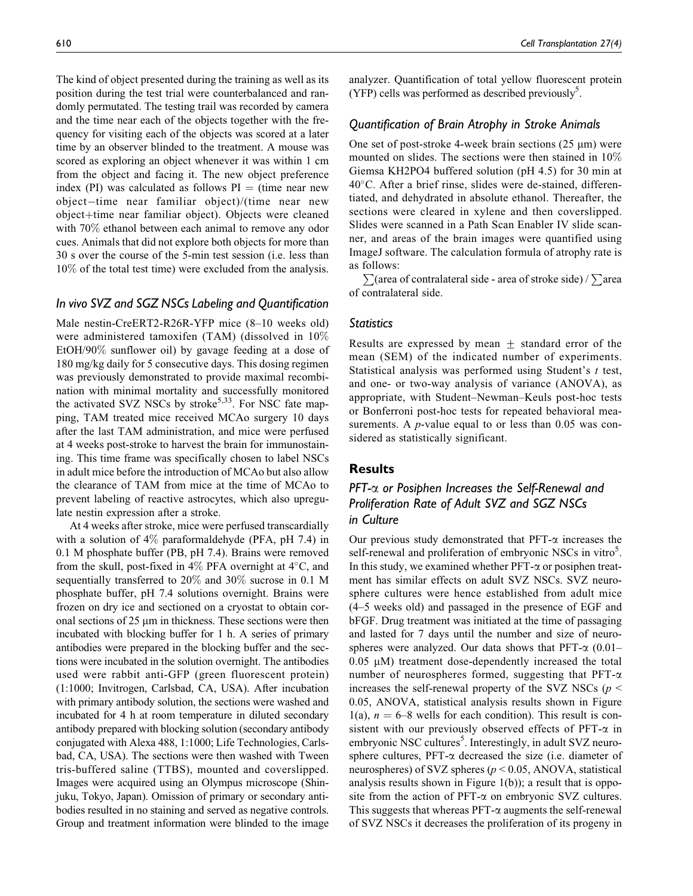The kind of object presented during the training as well as its position during the test trial were counterbalanced and randomly permutated. The testing trail was recorded by camera and the time near each of the objects together with the frequency for visiting each of the objects was scored at a later time by an observer blinded to the treatment. A mouse was scored as exploring an object whenever it was within 1 cm from the object and facing it. The new object preference index (PI) was calculated as follows PI = (time near new object−time near familiar object)/(time near new object+time near familiar object). Objects were cleaned with 70% ethanol between each animal to remove any odor cues. Animals that did not explore both objects for more than 30 s over the course of the 5-min test session (i.e. less than 10% of the total test time) were excluded from the analysis.

### *In vivo SVZ and SGZ NSCs Labeling and Quantification*

Male nestin-CreERT2-R26R-YFP mice (8–10 weeks old) were administered tamoxifen (TAM) (dissolved in 10% EtOH/90% sunflower oil) by gavage feeding at a dose of 180 mg/kg daily for 5 consecutive days. This dosing regimen was previously demonstrated to provide maximal recombination with minimal mortality and successfully monitored the activated SVZ NSCs by stroke[5,33]. For NSC fate mapping, TAM treated mice received MCAo surgery 10 days after the last TAM administration, and mice were perfused at 4 weeks post-stroke to harvest the brain for immunostaining. This time frame was specifically chosen to label NSCs in adult mice before the introduction of MCAo but also allow the clearance of TAM from mice at the time of MCAo to prevent labeling of reactive astrocytes, which also upregulate nestin expression after a stroke.

At 4 weeks after stroke, mice were perfused transcardially with a solution of 4% paraformaldehyde (PFA, pH 7.4) in 0.1 M phosphate buffer (PB, pH 7.4). Brains were removed from the skull, post-fixed in 4% PFA overnight at 4°C, and sequentially transferred to 20% and 30% sucrose in 0.1 M phosphate buffer, pH 7.4 solutions overnight. Brains were frozen on dry ice and sectioned on a cryostat to obtain coronal sections of 25 μm in thickness. These sections were then incubated with blocking buffer for 1 h. A series of primary antibodies were prepared in the blocking buffer and the sections were incubated in the solution overnight. The antibodies used were rabbit anti-GFP (green fluorescent protein) (1:1000; Invitrogen, Carlsbad, CA, USA). After incubation with primary antibody solution, the sections were washed and incubated for 4 h at room temperature in diluted secondary antibody prepared with blocking solution (secondary antibody conjugated with Alexa 488, 1:1000; Life Technologies, Carlsbad, CA, USA). The sections were then washed with Tween tris-buffered saline (TTBS), mounted and coverslipped. Images were acquired using an Olympus microscope (Shinjuku, Tokyo, Japan). Omission of primary or secondary antibodies resulted in no staining and served as negative controls. Group and treatment information were blinded to the image analyzer. Quantification of total yellow fluorescent protein (YFP) cells was performed as described previously[5].

### *Quantification of Brain Atrophy in Stroke Animals*

One set of post-stroke 4-week brain sections (25 μm) were mounted on slides. The sections were then stained in 10% Giemsa $KH_2PO_4$ buffered solution (pH 4.5) for 30 min at 40°C. After a brief rinse, slides were de-stained, differentiated, and dehydrated in absolute ethanol. Thereafter, the sections were cleared in xylene and then coverslipped. Slides were scanned in a Path Scan Enabler IV slide scanner, and areas of the brain images were quantified using ImageJ software. The calculation formula of atrophy rate is as follows:

$\sum$(area of contralateral side - area of stroke side) / $\sum$area of contralateral side.

### *Statistics*

Results are expressed by mean ± standard error of the mean (SEM) of the indicated number of experiments. Statistical analysis was performed using Student's *t* test, and one- or two-way analysis of variance (ANOVA), as appropriate, with Student–Newman–Keuls post-hoc tests or Bonferroni post-hoc tests for repeated behavioral measurements. A *p*-value equal to or less than 0.05 was considered as statistically significant.

## Results

### *PFT-α or Posiphen Increases the Self-Renewal and Proliferation Rate of Adult SVZ and SGZ NSCs in Culture*

Our previous study demonstrated that PFT-α increases the self-renewal and proliferation of embryonic NSCs in vitro[5]. In this study, we examined whether PFT-α or posiphen treatment has similar effects on adult SVZ NSCs. SVZ neurosphere cultures were hence established from adult mice (4–5 weeks old) and passaged in the presence of EGF and bFGF. Drug treatment was initiated at the time of passaging and lasted for 7 days until the number and size of neurospheres were analyzed. Our data shows that PFT-α (0.01–0.05 μM) treatment dose-dependently increased the total number of neurospheres formed, suggesting that PFT-α increases the self-renewal property of the SVZ NSCs ($p < 0.05$, ANOVA, statistical analysis results shown in Figure 1(a), $n = 6$–8 wells for each condition). This result is consistent with our previously observed effects of PFT-α in embryonic NSC cultures[5]. Interestingly, in adult SVZ neurosphere cultures, PFT-α decreased the size (i.e. diameter of neurospheres) of SVZ spheres ($p < 0.05$, ANOVA, statistical analysis results shown in Figure 1(b)); a result that is opposite from the action of PFT-α on embryonic SVZ cultures. This suggests that whereas PFT-α augments the self-renewal of SVZ NSCs it decreases the proliferation of its progeny in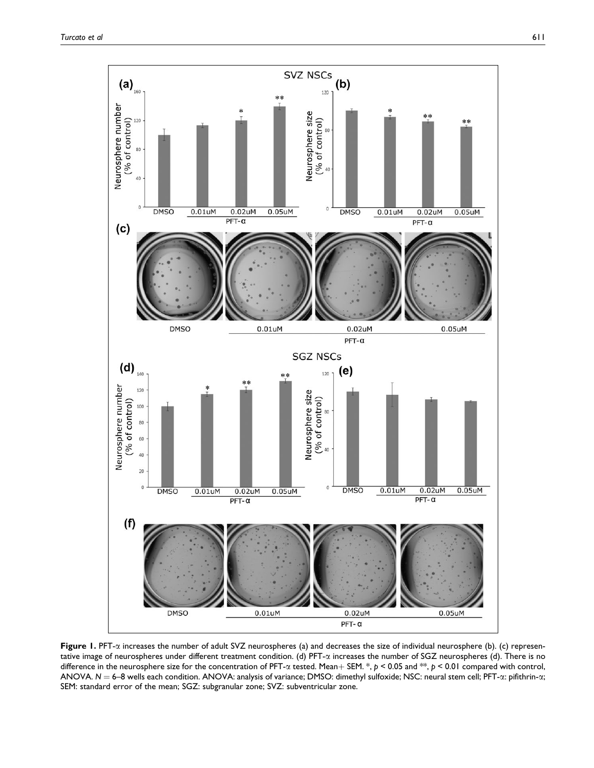**Figure 1.** PFT-$\alpha$ increases the number of adult SVZ neurospheres (a) and decreases the size of individual neurosphere (b). (c) representative image of neurospheres under different treatment condition. (d) PFT-$\alpha$ increases the number of SGZ neurospheres (d). There is no difference in the neurosphere size for the concentration of PFT-$\alpha$ tested. Mean+ SEM. *, $p < 0.05$ and **, $p < 0.01$ compared with control, ANOVA. $N = 6$–8 wells each condition. ANOVA: analysis of variance; DMSO: dimethyl sulfoxide; NSC: neural stem cell; PFT-$\alpha$: pifithrin-$\alpha$; SEM: standard error of the mean; SGZ: subgranular zone; SVZ: subventricular zone.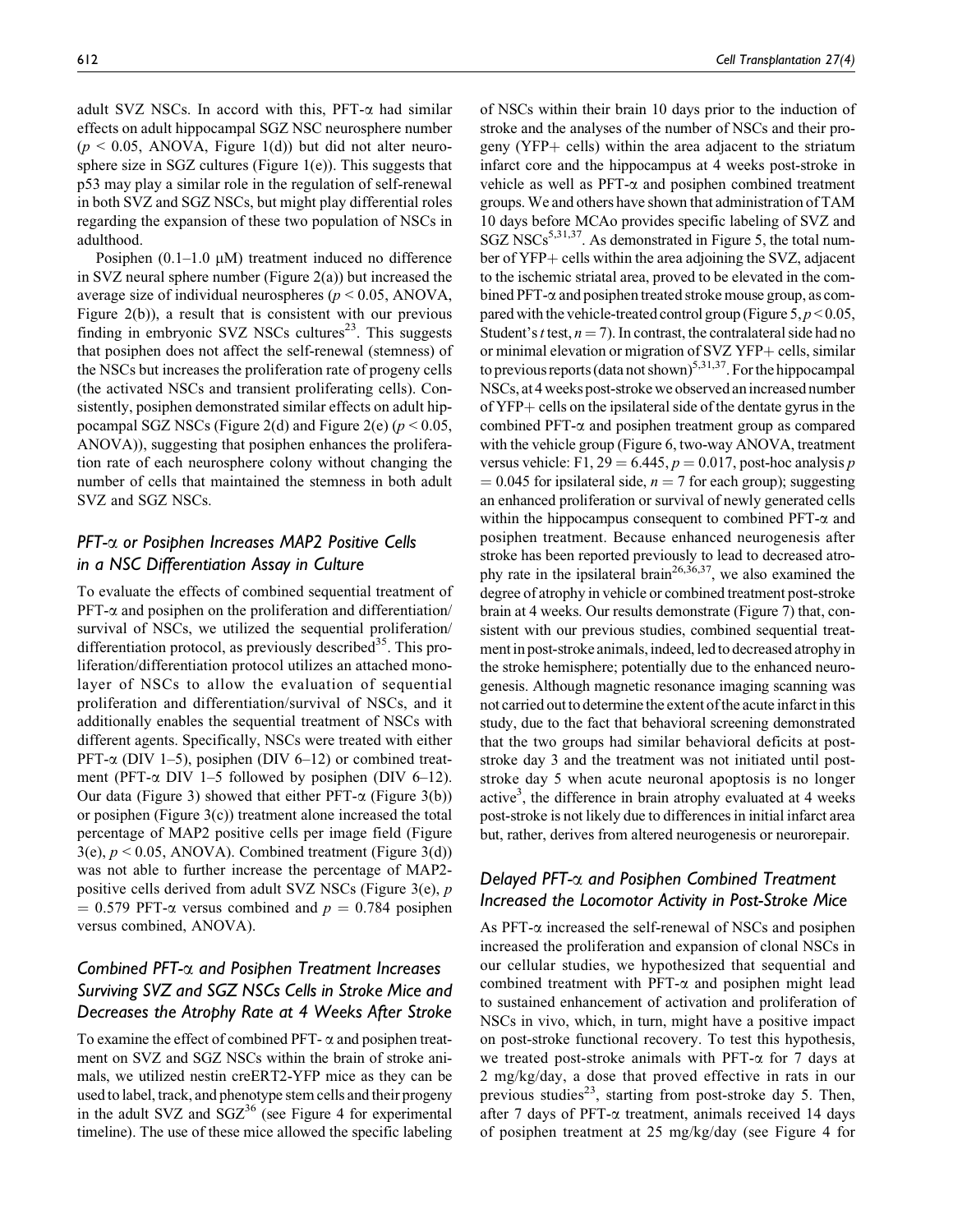adult SVZ NSCs. In accord with this, PFT-α had similar effects on adult hippocampal SGZ NSC neurosphere number ($p < 0.05$, ANOVA, Figure 1(d)) but did not alter neurosphere size in SGZ cultures (Figure 1(e)). This suggests that p53 may play a similar role in the regulation of self-renewal in both SVZ and SGZ NSCs, but might play differential roles regarding the expansion of these two population of NSCs in adulthood.

Posiphen (0.1–1.0 μM) treatment induced no difference in SVZ neural sphere number (Figure 2(a)) but increased the average size of individual neurospheres ($p < 0.05$, ANOVA, Figure 2(b)), a result that is consistent with our previous finding in embryonic SVZ NSCs cultures[23]. This suggests that posiphen does not affect the self-renewal (stemness) of the NSCs but increases the proliferation rate of progeny cells (the activated NSCs and transient proliferating cells). Consistently, posiphen demonstrated similar effects on adult hippocampal SGZ NSCs (Figure 2(d) and Figure 2(e) ($p < 0.05$, ANOVA)), suggesting that posiphen enhances the proliferation rate of each neurosphere colony without changing the number of cells that maintained the stemness in both adult SVZ and SGZ NSCs.

## *PFT-α or Posiphen Increases MAP2 Positive Cells in a NSC Differentiation Assay in Culture*

To evaluate the effects of combined sequential treatment of PFT-α and posiphen on the proliferation and differentiation/survival of NSCs, we utilized the sequential proliferation/differentiation protocol, as previously described[35]. This proliferation/differentiation protocol utilizes an attached monolayer of NSCs to allow the evaluation of sequential proliferation and differentiation/survival of NSCs, and it additionally enables the sequential treatment of NSCs with different agents. Specifically, NSCs were treated with either PFT-α (DIV 1–5), posiphen (DIV 6–12) or combined treatment (PFT-α DIV 1–5 followed by posiphen (DIV 6–12). Our data (Figure 3) showed that either PFT-α (Figure 3(b)) or posiphen (Figure 3(c)) treatment alone increased the total percentage of MAP2 positive cells per image field (Figure 3(e), $p < 0.05$, ANOVA). Combined treatment (Figure 3(d)) was not able to further increase the percentage of MAP2-positive cells derived from adult SVZ NSCs (Figure 3(e), $p = 0.579$ PFT-α versus combined and $p = 0.784$ posiphen versus combined, ANOVA).

## *Combined PFT-α and Posiphen Treatment Increases Surviving SVZ and SGZ NSCs Cells in Stroke Mice and Decreases the Atrophy Rate at 4 Weeks After Stroke*

To examine the effect of combined PFT- α and posiphen treatment on SVZ and SGZ NSCs within the brain of stroke animals, we utilized nestin creERT2-YFP mice as they can be used to label, track, and phenotype stem cells and their progeny in the adult SVZ and SGZ[36] (see Figure 4 for experimental timeline). The use of these mice allowed the specific labeling of NSCs within their brain 10 days prior to the induction of stroke and the analyses of the number of NSCs and their progeny (YFP+ cells) within the area adjacent to the striatum infarct core and the hippocampus at 4 weeks post-stroke in vehicle as well as PFT-α and posiphen combined treatment groups. We and others have shown that administration of TAM 10 days before MCAo provides specific labeling of SVZ and SGZ NSCs[5,31,37]. As demonstrated in Figure 5, the total number of YFP+ cells within the area adjoining the SVZ, adjacent to the ischemic striatal area, proved to be elevated in the combined PFT-α and posiphen treated stroke mouse group, as compared with the vehicle-treated control group (Figure 5, $p < 0.05$, Student's $t$ test, $n = 7$). In contrast, the contralateral side had no or minimal elevation or migration of SVZ YFP+ cells, similar to previous reports (data not shown)[5,31,37]. For the hippocampal NSCs, at 4 weeks post-stroke we observed an increased number of YFP+ cells on the ipsilateral side of the dentate gyrus in the combined PFT-α and posiphen treatment group as compared with the vehicle group (Figure 6, two-way ANOVA, treatment versus vehicle: $F1, 29 = 6.445$, $p = 0.017$, post-hoc analysis $p = 0.045$ for ipsilateral side, $n = 7$ for each group); suggesting an enhanced proliferation or survival of newly generated cells within the hippocampus consequent to combined PFT-α and posiphen treatment. Because enhanced neurogenesis after stroke has been reported previously to lead to decreased atrophy rate in the ipsilateral brain[26,36,37], we also examined the degree of atrophy in vehicle or combined treatment post-stroke brain at 4 weeks. Our results demonstrate (Figure 7) that, consistent with our previous studies, combined sequential treatment in post-stroke animals, indeed, led to decreased atrophy in the stroke hemisphere; potentially due to the enhanced neurogenesis. Although magnetic resonance imaging scanning was not carried out to determine the extent of the acute infarct in this study, due to the fact that behavioral screening demonstrated that the two groups had similar behavioral deficits at post-stroke day 3 and the treatment was not initiated until post-stroke day 5 when acute neuronal apoptosis is no longer active[3], the difference in brain atrophy evaluated at 4 weeks post-stroke is not likely due to differences in initial infarct area but, rather, derives from altered neurogenesis or neurorepair.

## *Delayed PFT-α and Posiphen Combined Treatment Increased the Locomotor Activity in Post-Stroke Mice*

As PFT-α increased the self-renewal of NSCs and posiphen increased the proliferation and expansion of clonal NSCs in our cellular studies, we hypothesized that sequential and combined treatment with PFT-α and posiphen might lead to sustained enhancement of activation and proliferation of NSCs in vivo, which, in turn, might have a positive impact on post-stroke functional recovery. To test this hypothesis, we treated post-stroke animals with PFT-α for 7 days at 2 mg/kg/day, a dose that proved effective in rats in our previous studies[23], starting from post-stroke day 5. Then, after 7 days of PFT-α treatment, animals received 14 days of posiphen treatment at 25 mg/kg/day (see Figure 4 for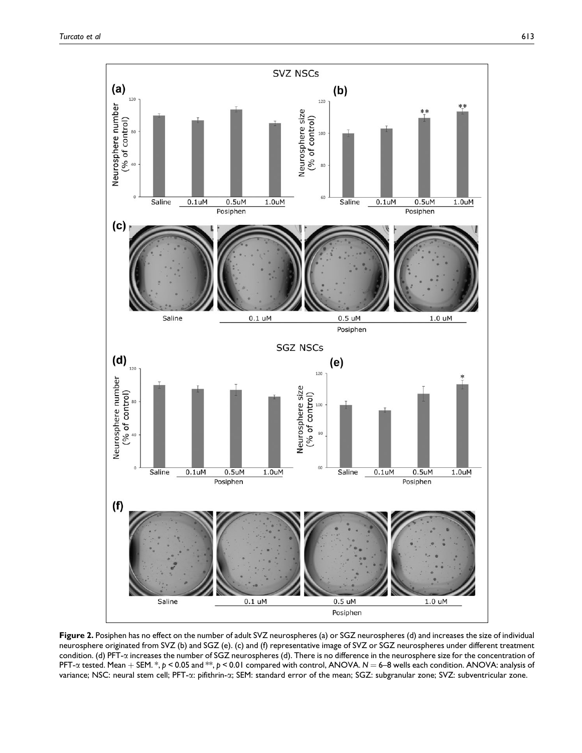**Figure 2.** Posiphen has no effect on the number of adult SVZ neurospheres (a) or SGZ neurospheres (d) and increases the size of individual neurosphere originated from SVZ (b) and SGZ (e). (c) and (f) representative image of SVZ or SGZ neurospheres under different treatment condition. (d) PFT-$\alpha$ increases the number of SGZ neurospheres (d). There is no difference in the neurosphere size for the concentration of PFT-$\alpha$ tested. Mean + SEM. *, $p < 0.05$ and **, $p < 0.01$ compared with control, ANOVA. $N = 6$–8 wells each condition. ANOVA: analysis of variance; NSC: neural stem cell; PFT-$\alpha$: pifithrin-$\alpha$; SEM: standard error of the mean; SGZ: subgranular zone; SVZ: subventricular zone.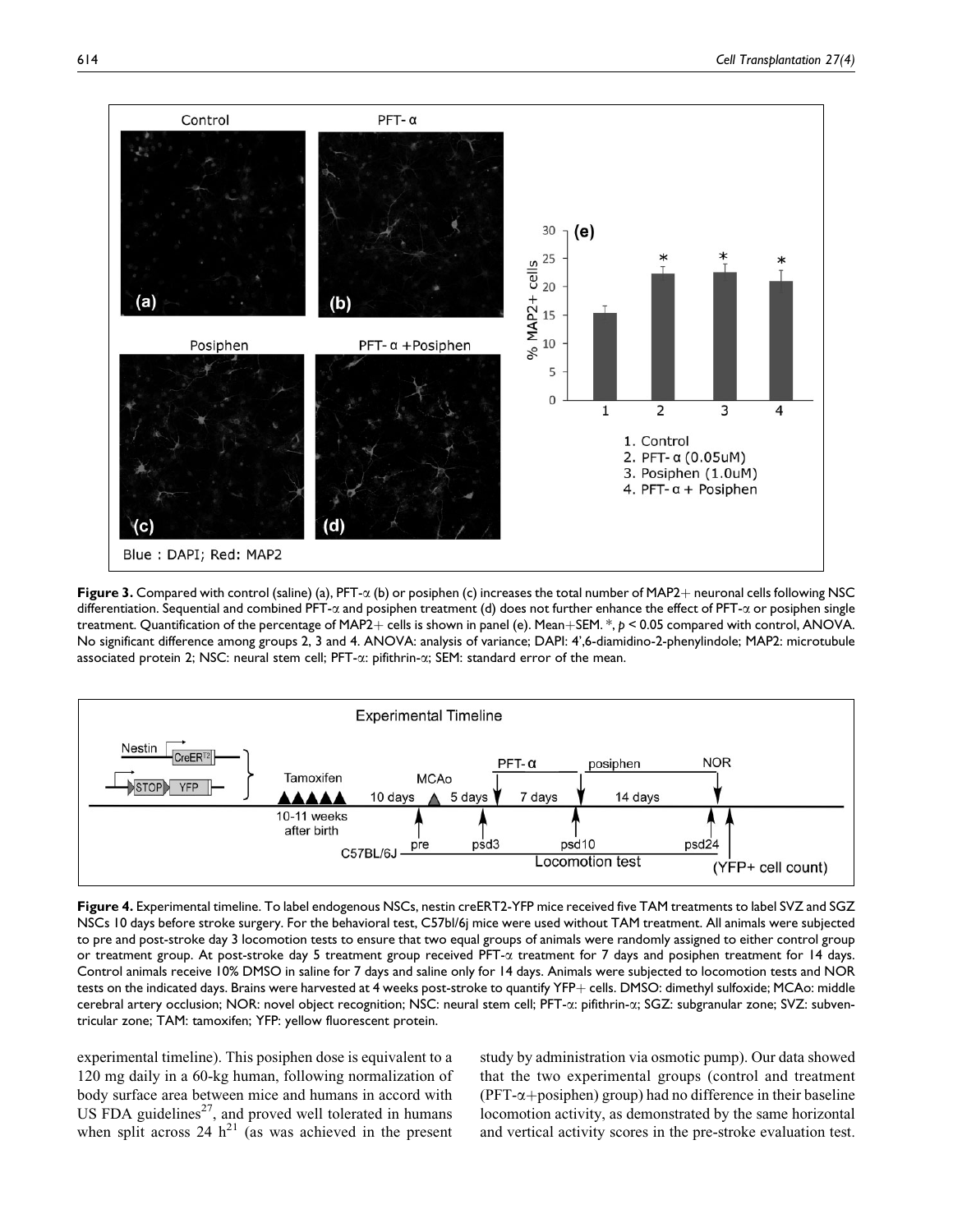**Figure 3.** Compared with control (saline) (a), PFT-α (b) or posiphen (c) increases the total number of MAP2+ neuronal cells following NSC differentiation. Sequential and combined PFT-α and posiphen treatment (d) does not further enhance the effect of PFT-α or posiphen single treatment. Quantification of the percentage of MAP2+ cells is shown in panel (e). Mean+SEM. *, $p < 0.05$ compared with control, ANOVA. No significant difference among groups 2, 3 and 4. ANOVA: analysis of variance; DAPI: 4',6-diamidino-2-phenylindole; MAP2: microtubule associated protein 2; NSC: neural stem cell; PFT-α: pifithrin-α; SEM: standard error of the mean.

**Figure 4.** Experimental timeline. To label endogenous NSCs, nestin creERT2-YFP mice received five TAM treatments to label SVZ and SGZ NSCs 10 days before stroke surgery. For the behavioral test, C57bl/6j mice were used without TAM treatment. All animals were subjected to pre and post-stroke day 3 locomotion tests to ensure that two equal groups of animals were randomly assigned to either control group or treatment group. At post-stroke day 5 treatment group received PFT-α treatment for 7 days and posiphen treatment for 14 days. Control animals receive 10% DMSO in saline for 7 days and saline only for 14 days. Animals were subjected to locomotion tests and NOR tests on the indicated days. Brains were harvested at 4 weeks post-stroke to quantify YFP+ cells. DMSO: dimethyl sulfoxide; MCAo: middle cerebral artery occlusion; NOR: novel object recognition; NSC: neural stem cell; PFT-α: pifithrin-α; SGZ: subgranular zone; SVZ: subventricular zone; TAM: tamoxifen; YFP: yellow fluorescent protein.

experimental timeline). This posiphen dose is equivalent to a 120 mg daily in a 60-kg human, following normalization of body surface area between mice and humans in accord with US FDA guidelines[27], and proved well tolerated in humans when split across 24 h[21] (as was achieved in the present study by administration via osmotic pump). Our data showed that the two experimental groups (control and treatment (PFT-α+posiphen) group) had no difference in their baseline locomotion activity, as demonstrated by the same horizontal and vertical activity scores in the pre-stroke evaluation test.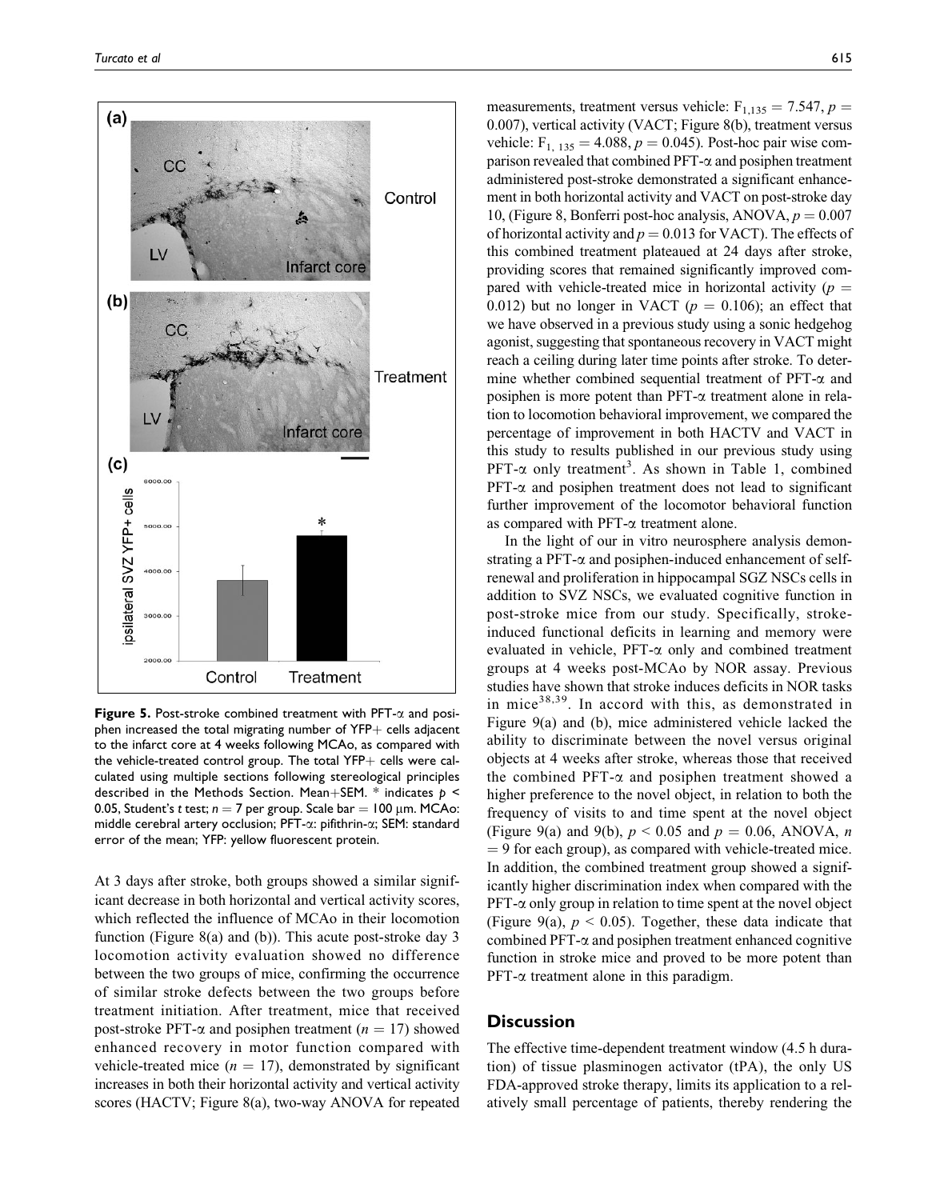Figure 5. Post-stroke combined treatment with PFT-α and posiphen increased the total migrating number of YFP+ cells adjacent to the infarct core at 4 weeks following MCAo, as compared with the vehicle-treated control group. The total YFP+ cells were calculated using multiple sections following stereological principles described in the Methods Section. Mean+SEM. * indicates $p < 0.05$, Student's *t* test; $n = 7$ per group. Scale bar = 100 μm. MCAo: middle cerebral artery occlusion; PFT-α: pifithrin-α; SEM: standard error of the mean; YFP: yellow fluorescent protein.

At 3 days after stroke, both groups showed a similar significant decrease in both horizontal and vertical activity scores, which reflected the influence of MCAo in their locomotion function (Figure 8(a) and (b)). This acute post-stroke day 3 locomotion activity evaluation showed no difference between the two groups of mice, confirming the occurrence of similar stroke defects between the two groups before treatment initiation. After treatment, mice that received post-stroke PFT-α and posiphen treatment ($n = 17$) showed enhanced recovery in motor function compared with vehicle-treated mice ($n = 17$), demonstrated by significant increases in both their horizontal activity and vertical activity scores (HACTV; Figure 8(a), two-way ANOVA for repeated measurements, treatment versus vehicle: $F_{1,135} = 7.547$, $p = 0.007$), vertical activity (VACT; Figure 8(b), treatment versus vehicle: $F_{1,135} = 4.088$, $p = 0.045$). Post-hoc pair wise comparison revealed that combined PFT-α and posiphen treatment administered post-stroke demonstrated a significant enhancement in both horizontal activity and VACT on post-stroke day 10, (Figure 8, Bonferri post-hoc analysis, ANOVA, $p = 0.007$ of horizontal activity and $p = 0.013$ for VACT). The effects of this combined treatment plateaued at 24 days after stroke, providing scores that remained significantly improved compared with vehicle-treated mice in horizontal activity ($p = 0.012$) but no longer in VACT ($p = 0.106$); an effect that we have observed in a previous study using a sonic hedgehog agonist, suggesting that spontaneous recovery in VACT might reach a ceiling during later time points after stroke. To determine whether combined sequential treatment of PFT-α and posiphen is more potent than PFT-α treatment alone in relation to locomotion behavioral improvement, we compared the percentage of improvement in both HACTV and VACT in this study to results published in our previous study using PFT-α only treatment[3]. As shown in Table 1, combined PFT-α and posiphen treatment does not lead to significant further improvement of the locomotor behavioral function as compared with PFT-α treatment alone.

In the light of our in vitro neurosphere analysis demonstrating a PFT-α and posiphen-induced enhancement of self-renewal and proliferation in hippocampal SGZ NSCs cells in addition to SVZ NSCs, we evaluated cognitive function in post-stroke mice from our study. Specifically, stroke-induced functional deficits in learning and memory were evaluated in vehicle, PFT-α only and combined treatment groups at 4 weeks post-MCAo by NOR assay. Previous studies have shown that stroke induces deficits in NOR tasks in mice[38,39]. In accord with this, as demonstrated in Figure 9(a) and (b), mice administered vehicle lacked the ability to discriminate between the novel versus original objects at 4 weeks after stroke, whereas those that received the combined PFT-α and posiphen treatment showed a higher preference to the novel object, in relation to both the frequency of visits to and time spent at the novel object (Figure 9(a) and 9(b), $p < 0.05$ and $p = 0.06$, ANOVA, $n = 9$ for each group), as compared with vehicle-treated mice. In addition, the combined treatment group showed a significantly higher discrimination index when compared with the PFT-α only group in relation to time spent at the novel object (Figure 9(a), $p < 0.05$). Together, these data indicate that combined PFT-α and posiphen treatment enhanced cognitive function in stroke mice and proved to be more potent than PFT-α treatment alone in this paradigm.

## Discussion

The effective time-dependent treatment window (4.5 h duration) of tissue plasminogen activator (tPA), the only US FDA-approved stroke therapy, limits its application to a relatively small percentage of patients, thereby rendering the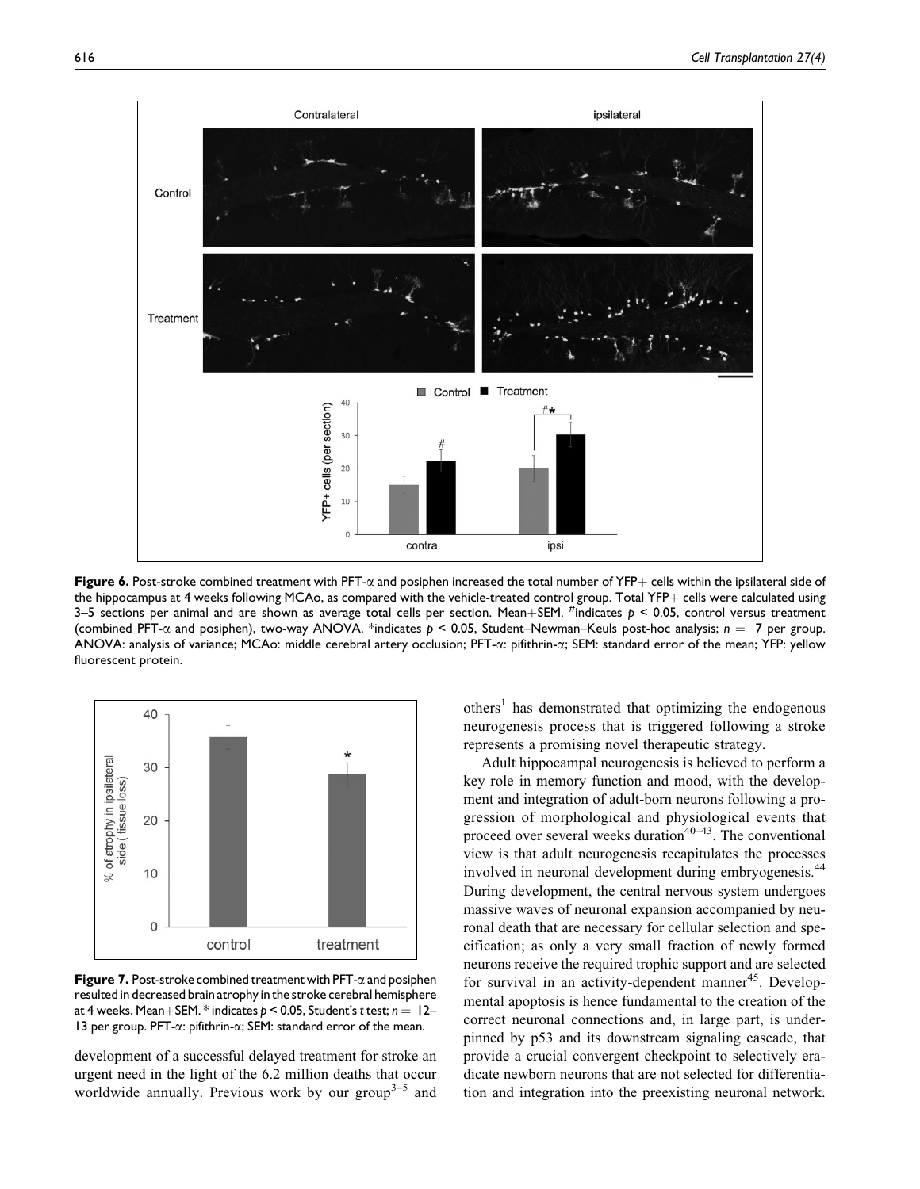**Figure 6.** Post-stroke combined treatment with PFT-α and posiphen increased the total number of YFP+ cells within the ipsilateral side of the hippocampus at 4 weeks following MCAo, as compared with the vehicle-treated control group. Total YFP+ cells were calculated using 3–5 sections per animal and are shown as average total cells per section. Mean+SEM. #indicates $p < 0.05$, control versus treatment (combined PFT-α and posiphen), two-way ANOVA. *indicates $p < 0.05$, Student–Newman–Keuls post-hoc analysis; $n = 7$ per group. ANOVA: analysis of variance; MCAo: middle cerebral artery occlusion; PFT-α: pifithrin-α; SEM: standard error of the mean; YFP: yellow fluorescent protein.

**Figure 7.** Post-stroke combined treatment with PFT-α and posiphen resulted in decreased brain atrophy in the stroke cerebral hemisphere at 4 weeks. Mean+SEM. * indicates $p < 0.05$, Student's *t* test; $n = 12$–13 per group. PFT-α: pifithrin-α; SEM: standard error of the mean.

development of a successful delayed treatment for stroke an urgent need in the light of the 6.2 million deaths that occur worldwide annually. Previous work by our group[3–5] and others[1] has demonstrated that optimizing the endogenous neurogenesis process that is triggered following a stroke represents a promising novel therapeutic strategy.

Adult hippocampal neurogenesis is believed to perform a key role in memory function and mood, with the development and integration of adult-born neurons following a progression of morphological and physiological events that proceed over several weeks duration[40–43]. The conventional view is that adult neurogenesis recapitulates the processes involved in neuronal development during embryogenesis.[44] During development, the central nervous system undergoes massive waves of neuronal expansion accompanied by neuronal death that are necessary for cellular selection and specification; as only a very small fraction of newly formed neurons receive the required trophic support and are selected for survival in an activity-dependent manner[45]. Developmental apoptosis is hence fundamental to the creation of the correct neuronal connections and, in large part, is underpinned by p53 and its downstream signaling cascade, that provide a crucial convergent checkpoint to selectively eradicate newborn neurons that are not selected for differentiation and integration into the preexisting neuronal network.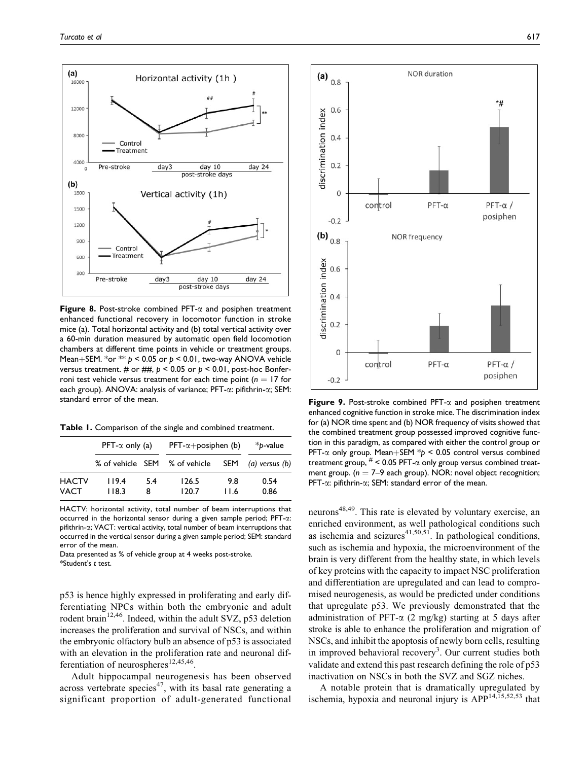**Figure 8.** Post-stroke combined PFT-α and posiphen treatment enhanced functional recovery in locomotor function in stroke mice (a). Total horizontal activity and (b) total vertical activity over a 60-min duration measured by automatic open field locomotion chambers at different time points in vehicle or treatment groups. Mean+SEM. *or ** $p < 0.05$ or $p < 0.01$, two-way ANOVA vehicle versus treatment. # or ##, $p < 0.05$ or $p < 0.01$, post-hoc Bonferroni test vehicle versus treatment for each time point ($n = 17$ for each group). ANOVA: analysis of variance; PFT-α: pifithrin-α; SEM: standard error of the mean.

**Table 1.** Comparison of the single and combined treatment.

| | PFT-α only (a) | | PFT-α+posiphen (b) | | *p-value |
|---|---|---|---|---|---|
| | % of vehicle | SEM | % of vehicle | SEM | (a) versus (b) |
| HACTV | 119.4 | 5.4 | 126.5 | 9.8 | 0.54 |
| VACT | 118.3 | 8 | 120.7 | 11.6 | 0.86 |

HACTV: horizontal activity, total number of beam interruptions that occurred in the horizontal sensor during a given sample period; PFT-α: pifithrin-α; VACT: vertical activity, total number of beam interruptions that occurred in the vertical sensor during a given sample period; SEM: standard error of the mean.
Data presented as % of vehicle group at 4 weeks post-stroke.
*Student's t test.

**Figure 9.** Post-stroke combined PFT-α and posiphen treatment enhanced cognitive function in stroke mice. The discrimination index for (a) NOR time spent and (b) NOR frequency of visits showed that the combined treatment group possessed improved cognitive function in this paradigm, as compared with either the control group or PFT-α only group. Mean+SEM *$p < 0.05$ control versus combined treatment group, # < 0.05 PFT-α only group versus combined treatment group. ($n = 7$–9 each group). NOR: novel object recognition; PFT-α: pifithrin-α; SEM: standard error of the mean.

p53 is hence highly expressed in proliferating and early differentiating NPCs within both the embryonic and adult rodent brain[12,46]. Indeed, within the adult SVZ, p53 deletion increases the proliferation and survival of NSCs, and within the embryonic olfactory bulb an absence of p53 is associated with an elevation in the proliferation rate and neuronal differentiation of neurospheres[12,45,46].

Adult hippocampal neurogenesis has been observed across vertebrate species[47], with its basal rate generating a significant proportion of adult-generated functional neurons[48,49]. This rate is elevated by voluntary exercise, an enriched environment, as well pathological conditions such as ischemia and seizures[41,50,51]. In pathological conditions, such as ischemia and hypoxia, the microenvironment of the brain is very different from the healthy state, in which levels of key proteins with the capacity to impact NSC proliferation and differentiation are upregulated and can lead to compromised neurogenesis, as would be predicted under conditions that upregulate p53. We previously demonstrated that the administration of PFT-α (2 mg/kg) starting at 5 days after stroke is able to enhance the proliferation and migration of NSCs, and inhibit the apoptosis of newly born cells, resulting in improved behavioral recovery[3]. Our current studies both validate and extend this past research defining the role of p53 inactivation on NSCs in both the SVZ and SGZ niches.

A notable protein that is dramatically upregulated by ischemia, hypoxia and neuronal injury is APP[14,15,52,53] that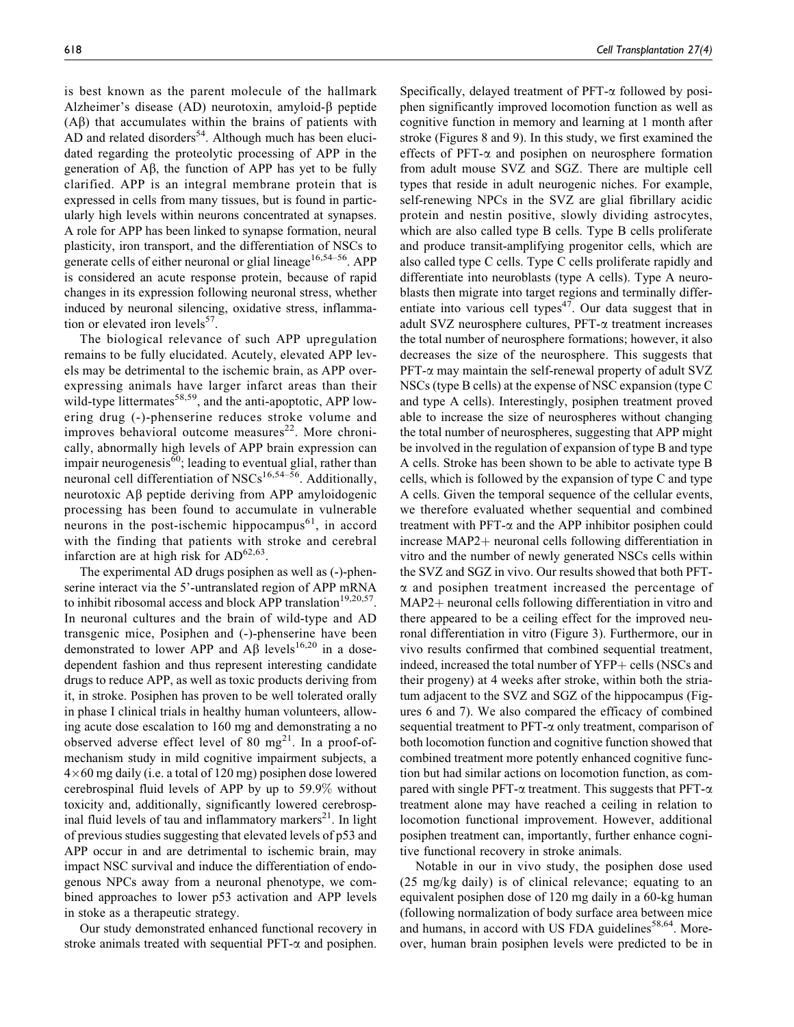is best known as the parent molecule of the hallmark Alzheimer's disease (AD) neurotoxin, amyloid-β peptide (Aβ) that accumulates within the brains of patients with AD and related disorders[54]. Although much has been elucidated regarding the proteolytic processing of APP in the generation of Aβ, the function of APP has yet to be fully clarified. APP is an integral membrane protein that is expressed in cells from many tissues, but is found in particularly high levels within neurons concentrated at synapses. A role for APP has been linked to synapse formation, neural plasticity, iron transport, and the differentiation of NSCs to generate cells of either neuronal or glial lineage[16,54–56]. APP is considered an acute response protein, because of rapid changes in its expression following neuronal stress, whether induced by neuronal silencing, oxidative stress, inflammation or elevated iron levels[57].

The biological relevance of such APP upregulation remains to be fully elucidated. Acutely, elevated APP levels may be detrimental to the ischemic brain, as APP overexpressing animals have larger infarct areas than their wild-type littermates[58,59], and the anti-apoptotic, APP lowering drug (-)-phenserine reduces stroke volume and improves behavioral outcome measures[22]. More chronically, abnormally high levels of APP brain expression can impair neurogenesis[60]; leading to eventual glial, rather than neuronal cell differentiation of NSCs[16,54–56]. Additionally, neurotoxic Aβ peptide deriving from APP amyloidogenic processing has been found to accumulate in vulnerable neurons in the post-ischemic hippocampus[61], in accord with the finding that patients with stroke and cerebral infarction are at high risk for AD[62,63].

The experimental AD drugs posiphen as well as (-)-phenserine interact via the 5'-untranslated region of APP mRNA to inhibit ribosomal access and block APP translation[19,20,57]. In neuronal cultures and the brain of wild-type and AD transgenic mice, Posiphen and (-)-phenserine have been demonstrated to lower APP and Aβ levels[16,20] in a dose-dependent fashion and thus represent interesting candidate drugs to reduce APP, as well as toxic products deriving from it, in stroke. Posiphen has proven to be well tolerated orally in phase I clinical trials in healthy human volunteers, allowing acute dose escalation to 160 mg and demonstrating a no observed adverse effect level of 80 mg[21]. In a proof-of-mechanism study in mild cognitive impairment subjects, a $4 \times 60$ mg daily (i.e. a total of 120 mg) posiphen dose lowered cerebrospinal fluid levels of APP by up to 59.9% without toxicity and, additionally, significantly lowered cerebrospinal fluid levels of tau and inflammatory markers[21]. In light of previous studies suggesting that elevated levels of p53 and APP occur in and are detrimental to ischemic brain, may impact NSC survival and induce the differentiation of endogenous NPCs away from a neuronal phenotype, we combined approaches to lower p53 activation and APP levels in stoke as a therapeutic strategy.

Our study demonstrated enhanced functional recovery in stroke animals treated with sequential PFT-α and posiphen. Specifically, delayed treatment of PFT-α followed by posiphen significantly improved locomotion function as well as cognitive function in memory and learning at 1 month after stroke (Figures 8 and 9). In this study, we first examined the effects of PFT-α and posiphen on neurosphere formation from adult mouse SVZ and SGZ. There are multiple cell types that reside in adult neurogenic niches. For example, self-renewing NPCs in the SVZ are glial fibrillary acidic protein and nestin positive, slowly dividing astrocytes, which are also called type B cells. Type B cells proliferate and produce transit-amplifying progenitor cells, which are also called type C cells. Type C cells proliferate rapidly and differentiate into neuroblasts (type A cells). Type A neuroblasts then migrate into target regions and terminally differentiate into various cell types[47]. Our data suggest that in adult SVZ neurosphere cultures, PFT-α treatment increases the total number of neurosphere formations; however, it also decreases the size of the neurosphere. This suggests that PFT-α may maintain the self-renewal property of adult SVZ NSCs (type B cells) at the expense of NSC expansion (type C and type A cells). Interestingly, posiphen treatment proved able to increase the size of neurospheres without changing the total number of neurospheres, suggesting that APP might be involved in the regulation of expansion of type B and type A cells. Stroke has been shown to be able to activate type B cells, which is followed by the expansion of type C and type A cells. Given the temporal sequence of the cellular events, we therefore evaluated whether sequential and combined treatment with PFT-α and the APP inhibitor posiphen could increase MAP2+ neuronal cells following differentiation in vitro and the number of newly generated NSCs cells within the SVZ and SGZ in vivo. Our results showed that both PFT-α and posiphen treatment increased the percentage of MAP2+ neuronal cells following differentiation in vitro and there appeared to be a ceiling effect for the improved neuronal differentiation in vitro (Figure 3). Furthermore, our in vivo results confirmed that combined sequential treatment, indeed, increased the total number of YFP+ cells (NSCs and their progeny) at 4 weeks after stroke, within both the striatum adjacent to the SVZ and SGZ of the hippocampus (Figures 6 and 7). We also compared the efficacy of combined sequential treatment to PFT-α only treatment, comparison of both locomotion function and cognitive function showed that combined treatment more potently enhanced cognitive function but had similar actions on locomotion function, as compared with single PFT-α treatment. This suggests that PFT-α treatment alone may have reached a ceiling in relation to locomotion functional improvement. However, additional posiphen treatment can, importantly, further enhance cognitive functional recovery in stroke animals.

Notable in our in vivo study, the posiphen dose used (25 mg/kg daily) is of clinical relevance; equating to an equivalent posiphen dose of 120 mg daily in a 60-kg human (following normalization of body surface area between mice and humans, in accord with US FDA guidelines[58,64]. Moreover, human brain posiphen levels were predicted to be in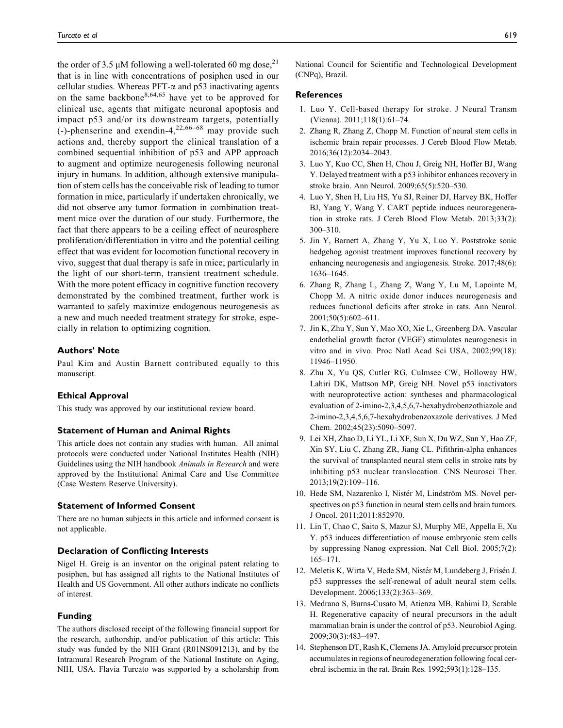the order of 3.5 μM following a well-tolerated 60 mg dose,[21] that is in line with concentrations of posiphen used in our cellular studies. Whereas PFT-α and p53 inactivating agents on the same backbone[8,64,65] have yet to be approved for clinical use, agents that mitigate neuronal apoptosis and impact p53 and/or its downstream targets, potentially (-)-phenserine and exendin-4,[22,66–68] may provide such actions and, thereby support the clinical translation of a combined sequential inhibition of p53 and APP approach to augment and optimize neurogenesis following neuronal injury in humans. In addition, although extensive manipulation of stem cells has the conceivable risk of leading to tumor formation in mice, particularly if undertaken chronically, we did not observe any tumor formation in combination treatment mice over the duration of our study. Furthermore, the fact that there appears to be a ceiling effect of neurosphere proliferation/differentiation in vitro and the potential ceiling effect that was evident for locomotion functional recovery in vivo, suggest that dual therapy is safe in mice; particularly in the light of our short-term, transient treatment schedule. With the more potent efficacy in cognitive function recovery demonstrated by the combined treatment, further work is warranted to safely maximize endogenous neurogenesis as a new and much needed treatment strategy for stroke, especially in relation to optimizing cognition.

## Authors' Note

Paul Kim and Austin Barnett contributed equally to this manuscript.

## Ethical Approval

This study was approved by our institutional review board.

## Statement of Human and Animal Rights

This article does not contain any studies with human. All animal protocols were conducted under National Institutes Health (NIH) Guidelines using the NIH handbook *Animals in Research* and were approved by the Institutional Animal Care and Use Committee (Case Western Reserve University).

## Statement of Informed Consent

There are no human subjects in this article and informed consent is not applicable.

## Declaration of Conflicting Interests

Nigel H. Greig is an inventor on the original patent relating to posiphen, but has assigned all rights to the National Institutes of Health and US Government. All other authors indicate no conflicts of interest.

## Funding

The authors disclosed receipt of the following financial support for the research, authorship, and/or publication of this article: This study was funded by the NIH Grant (R01NS091213), and by the Intramural Research Program of the National Institute on Aging, NIH, USA. Flavia Turcato was supported by a scholarship from National Council for Scientific and Technological Development (CNPq), Brazil.

## References

1. Luo Y. Cell-based therapy for stroke. J Neural Transm (Vienna). 2011;118(1):61–74.
2. Zhang R, Zhang Z, Chopp M. Function of neural stem cells in ischemic brain repair processes. J Cereb Blood Flow Metab. 2016;36(12):2034–2043.
3. Luo Y, Kuo CC, Shen H, Chou J, Greig NH, Hoffer BJ, Wang Y. Delayed treatment with a p53 inhibitor enhances recovery in stroke brain. Ann Neurol. 2009;65(5):520–530.
4. Luo Y, Shen H, Liu HS, Yu SJ, Reiner DJ, Harvey BK, Hoffer BJ, Yang Y, Wang Y. CART peptide induces neuroregeneration in stroke rats. J Cereb Blood Flow Metab. 2013;33(2): 300–310.
5. Jin Y, Barnett A, Zhang Y, Yu X, Luo Y. Poststroke sonic hedgehog agonist treatment improves functional recovery by enhancing neurogenesis and angiogenesis. Stroke. 2017;48(6): 1636–1645.
6. Zhang R, Zhang L, Zhang Z, Wang Y, Lu M, Lapointe M, Chopp M. A nitric oxide donor induces neurogenesis and reduces functional deficits after stroke in rats. Ann Neurol. 2001;50(5):602–611.
7. Jin K, Zhu Y, Sun Y, Mao XO, Xie L, Greenberg DA. Vascular endothelial growth factor (VEGF) stimulates neurogenesis in vitro and in vivo. Proc Natl Acad Sci USA, 2002;99(18): 11946–11950.
8. Zhu X, Yu QS, Cutler RG, Culmsee CW, Holloway HW, Lahiri DK, Mattson MP, Greig NH. Novel p53 inactivators with neuroprotective action: syntheses and pharmacological evaluation of 2-imino-2,3,4,5,6,7-hexahydrobenzothiazole and 2-imino-2,3,4,5,6,7-hexahydrobenzoxazole derivatives. J Med Chem. 2002;45(23):5090–5097.
9. Lei XH, Zhao D, Li YL, Li XF, Sun X, Du WZ, Sun Y, Hao ZF, Xin SY, Liu C, Zhang ZR, Jiang CL. Pifithrin-alpha enhances the survival of transplanted neural stem cells in stroke rats by inhibiting p53 nuclear translocation. CNS Neurosci Ther. 2013;19(2):109–116.
10. Hede SM, Nazarenko I, Nistér M, Lindström MS. Novel perspectives on p53 function in neural stem cells and brain tumors. J Oncol. 2011;2011:852970.
11. Lin T, Chao C, Saito S, Mazur SJ, Murphy ME, Appella E, Xu Y. p53 induces differentiation of mouse embryonic stem cells by suppressing Nanog expression. Nat Cell Biol. 2005;7(2): 165–171.
12. Meletis K, Wirta V, Hede SM, Nistér M, Lundeberg J, Frisén J. p53 suppresses the self-renewal of adult neural stem cells. Development. 2006;133(2):363–369.
13. Medrano S, Burns-Cusato M, Atienza MB, Rahimi D, Scrable H. Regenerative capacity of neural precursors in the adult mammalian brain is under the control of p53. Neurobiol Aging. 2009;30(3):483–497.
14. Stephenson DT, Rash K, Clemens JA. Amyloid precursor protein accumulates in regions of neurodegeneration following focal cerebral ischemia in the rat. Brain Res. 1992;593(1):128–135.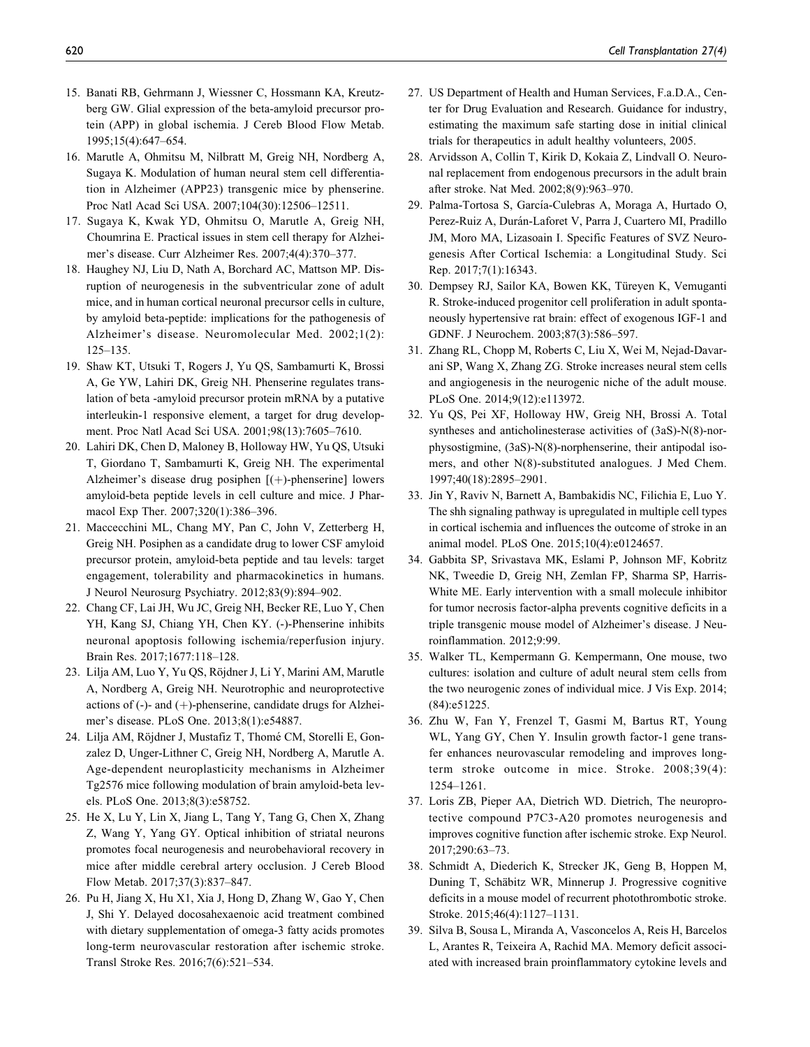15. Banati RB, Gehrmann J, Wiessner C, Hossmann KA, Kreutzberg GW. Glial expression of the beta-amyloid precursor protein (APP) in global ischemia. J Cereb Blood Flow Metab. 1995;15(4):647–654.
16. Marutle A, Ohmitsu M, Nilbratt M, Greig NH, Nordberg A, Sugaya K. Modulation of human neural stem cell differentiation in Alzheimer (APP23) transgenic mice by phenserine. Proc Natl Acad Sci USA. 2007;104(30):12506–12511.
17. Sugaya K, Kwak YD, Ohmitsu O, Marutle A, Greig NH, Choumrina E. Practical issues in stem cell therapy for Alzheimer's disease. Curr Alzheimer Res. 2007;4(4):370–377.
18. Haughey NJ, Liu D, Nath A, Borchard AC, Mattson MP. Disruption of neurogenesis in the subventricular zone of adult mice, and in human cortical neuronal precursor cells in culture, by amyloid beta-peptide: implications for the pathogenesis of Alzheimer's disease. Neuromolecular Med. 2002;1(2): 125–135.
19. Shaw KT, Utsuki T, Rogers J, Yu QS, Sambamurti K, Brossi A, Ge YW, Lahiri DK, Greig NH. Phenserine regulates translation of beta -amyloid precursor protein mRNA by a putative interleukin-1 responsive element, a target for drug development. Proc Natl Acad Sci USA. 2001;98(13):7605–7610.
20. Lahiri DK, Chen D, Maloney B, Holloway HW, Yu QS, Utsuki T, Giordano T, Sambamurti K, Greig NH. The experimental Alzheimer's disease drug posiphen [(+)-phenserine] lowers amyloid-beta peptide levels in cell culture and mice. J Pharmacol Exp Ther. 2007;320(1):386–396.
21. Maccecchini ML, Chang MY, Pan C, John V, Zetterberg H, Greig NH. Posiphen as a candidate drug to lower CSF amyloid precursor protein, amyloid-beta peptide and tau levels: target engagement, tolerability and pharmacokinetics in humans. J Neurol Neurosurg Psychiatry. 2012;83(9):894–902.
22. Chang CF, Lai JH, Wu JC, Greig NH, Becker RE, Luo Y, Chen YH, Kang SJ, Chiang YH, Chen KY. (-)-Phenserine inhibits neuronal apoptosis following ischemia/reperfusion injury. Brain Res. 2017;1677:118–128.
23. Lilja AM, Luo Y, Yu QS, Röjdner J, Li Y, Marini AM, Marutle A, Nordberg A, Greig NH. Neurotrophic and neuroprotective actions of (-)- and (+)-phenserine, candidate drugs for Alzheimer's disease. PLoS One. 2013;8(1):e54887.
24. Lilja AM, Röjdner J, Mustafiz T, Thomé CM, Storelli E, Gonzalez D, Unger-Lithner C, Greig NH, Nordberg A, Marutle A. Age-dependent neuroplasticity mechanisms in Alzheimer Tg2576 mice following modulation of brain amyloid-beta levels. PLoS One. 2013;8(3):e58752.
25. He X, Lu Y, Lin X, Jiang L, Tang Y, Tang G, Chen X, Zhang Z, Wang Y, Yang GY. Optical inhibition of striatal neurons promotes focal neurogenesis and neurobehavioral recovery in mice after middle cerebral artery occlusion. J Cereb Blood Flow Metab. 2017;37(3):837–847.
26. Pu H, Jiang X, Hu X1, Xia J, Hong D, Zhang W, Gao Y, Chen J, Shi Y. Delayed docosahexaenoic acid treatment combined with dietary supplementation of omega-3 fatty acids promotes long-term neurovascular restoration after ischemic stroke. Transl Stroke Res. 2016;7(6):521–534.
27. US Department of Health and Human Services, F.a.D.A., Center for Drug Evaluation and Research. Guidance for industry, estimating the maximum safe starting dose in initial clinical trials for therapeutics in adult healthy volunteers, 2005.
28. Arvidsson A, Collin T, Kirik D, Kokaia Z, Lindvall O. Neuronal replacement from endogenous precursors in the adult brain after stroke. Nat Med. 2002;8(9):963–970.
29. Palma-Tortosa S, García-Culebras A, Moraga A, Hurtado O, Perez-Ruiz A, Durán-Laforet V, Parra J, Cuartero MI, Pradillo JM, Moro MA, Lizasoain I. Specific Features of SVZ Neurogenesis After Cortical Ischemia: a Longitudinal Study. Sci Rep. 2017;7(1):16343.
30. Dempsey RJ, Sailor KA, Bowen KK, Türeyen K, Vemuganti R. Stroke-induced progenitor cell proliferation in adult spontaneously hypertensive rat brain: effect of exogenous IGF-1 and GDNF. J Neurochem. 2003;87(3):586–597.
31. Zhang RL, Chopp M, Roberts C, Liu X, Wei M, Nejad-Davarani SP, Wang X, Zhang ZG. Stroke increases neural stem cells and angiogenesis in the neurogenic niche of the adult mouse. PLoS One. 2014;9(12):e113972.
32. Yu QS, Pei XF, Holloway HW, Greig NH, Brossi A. Total syntheses and anticholinesterase activities of (3aS)-N(8)-norphysostigmine, (3aS)-N(8)-norphenserine, their antipodal isomers, and other N(8)-substituted analogues. J Med Chem. 1997;40(18):2895–2901.
33. Jin Y, Raviv N, Barnett A, Bambakidis NC, Filichia E, Luo Y. The shh signaling pathway is upregulated in multiple cell types in cortical ischemia and influences the outcome of stroke in an animal model. PLoS One. 2015;10(4):e0124657.
34. Gabbita SP, Srivastava MK, Eslami P, Johnson MF, Kobritz NK, Tweedie D, Greig NH, Zemlan FP, Sharma SP, Harris-White ME. Early intervention with a small molecule inhibitor for tumor necrosis factor-alpha prevents cognitive deficits in a triple transgenic mouse model of Alzheimer's disease. J Neuroinflammation. 2012;9:99.
35. Walker TL, Kempermann G. Kempermann, One mouse, two cultures: isolation and culture of adult neural stem cells from the two neurogenic zones of individual mice. J Vis Exp. 2014;(84):e51225.
36. Zhu W, Fan Y, Frenzel T, Gasmi M, Bartus RT, Young WL, Yang GY, Chen Y. Insulin growth factor-1 gene transfer enhances neurovascular remodeling and improves long-term stroke outcome in mice. Stroke. 2008;39(4): 1254–1261.
37. Loris ZB, Pieper AA, Dietrich WD. Dietrich, The neuroprotective compound P7C3-A20 promotes neurogenesis and improves cognitive function after ischemic stroke. Exp Neurol. 2017;290:63–73.
38. Schmidt A, Diederich K, Strecker JK, Geng B, Hoppen M, Duning T, Schäbitz WR, Minnerup J. Progressive cognitive deficits in a mouse model of recurrent photothrombotic stroke. Stroke. 2015;46(4):1127–1131.
39. Silva B, Sousa L, Miranda A, Vasconcelos A, Reis H, Barcelos L, Arantes R, Teixeira A, Rachid MA. Memory deficit associated with increased brain proinflammatory cytokine levels and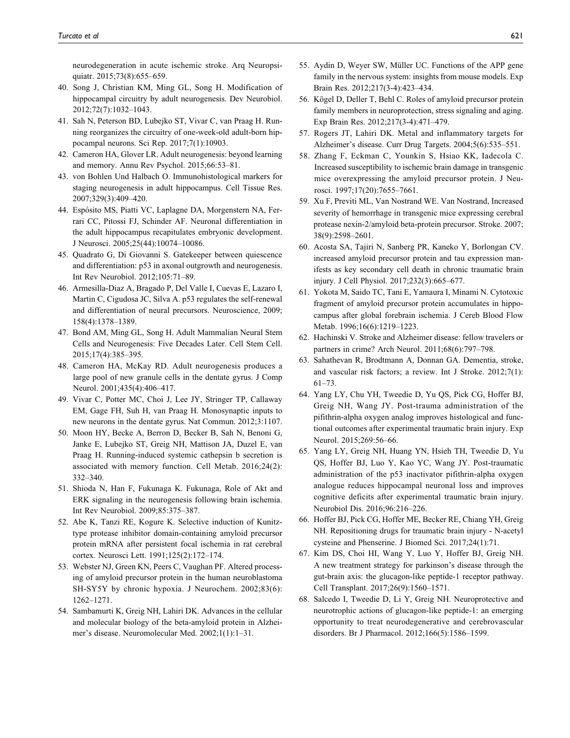neurodegeneration in acute ischemic stroke. Arq Neuropsiquiatr. 2015;73(8):655–659.

40. Song J, Christian KM, Ming GL, Song H. Modification of hippocampal circuitry by adult neurogenesis. Dev Neurobiol. 2012;72(7):1032–1043.
41. Sah N, Peterson BD, Lubejko ST, Vivar C, van Praag H. Running reorganizes the circuitry of one-week-old adult-born hippocampal neurons. Sci Rep. 2017;7(1):10903.
42. Cameron HA, Glover LR. Adult neurogenesis: beyond learning and memory. Annu Rev Psychol. 2015;66:53–81.
43. von Bohlen Und Halbach O. Immunohistological markers for staging neurogenesis in adult hippocampus. Cell Tissue Res. 2007;329(3):409–420.
44. Espósito MS, Piatti VC, Laplagne DA, Morgenstern NA, Ferrari CC, Pitossi FJ, Schinder AF. Neuronal differentiation in the adult hippocampus recapitulates embryonic development. J Neurosci. 2005;25(44):10074–10086.
45. Quadrato G, Di Giovanni S. Gatekeeper between quiescence and differentiation: p53 in axonal outgrowth and neurogenesis. Int Rev Neurobiol. 2012;105:71–89.
46. Armesilla-Diaz A, Bragado P, Del Valle I, Cuevas E, Lazaro I, Martin C, Cigudosa JC, Silva A. p53 regulates the self-renewal and differentiation of neural precursors. Neuroscience, 2009; 158(4):1378–1389.
47. Bond AM, Ming GL, Song H. Adult Mammalian Neural Stem Cells and Neurogenesis: Five Decades Later. Cell Stem Cell. 2015;17(4):385–395.
48. Cameron HA, McKay RD. Adult neurogenesis produces a large pool of new granule cells in the dentate gyrus. J Comp Neurol. 2001;435(4):406–417.
49. Vivar C, Potter MC, Choi J, Lee JY, Stringer TP, Callaway EM, Gage FH, Suh H, van Praag H. Monosynaptic inputs to new neurons in the dentate gyrus. Nat Commun. 2012;3:1107.
50. Moon HY, Becke A, Berron D, Becker B, Sah N, Benoni G, Janke E, Lubejko ST, Greig NH, Mattison JA, Duzel E, van Praag H. Running-induced systemic cathepsin b secretion is associated with memory function. Cell Metab. 2016;24(2): 332–340.
51. Shioda N, Han F, Fukunaga K. Fukunaga, Role of Akt and ERK signaling in the neurogenesis following brain ischemia. Int Rev Neurobiol. 2009;85:375–387.
52. Abe K, Tanzi RE, Kogure K. Selective induction of Kunitz-type protease inhibitor domain-containing amyloid precursor protein mRNA after persistent focal ischemia in rat cerebral cortex. Neurosci Lett. 1991;125(2):172–174.
53. Webster NJ, Green KN, Peers C, Vaughan PF. Altered processing of amyloid precursor protein in the human neuroblastoma SH-SY5Y by chronic hypoxia. J Neurochem. 2002;83(6): 1262–1271.
54. Sambamurti K, Greig NH, Lahiri DK. Advances in the cellular and molecular biology of the beta-amyloid protein in Alzheimer's disease. Neuromolecular Med. 2002;1(1):1–31.
55. Aydin D, Weyer SW, Müller UC. Functions of the APP gene family in the nervous system: insights from mouse models. Exp Brain Res. 2012;217(3-4):423–434.
56. Kögel D, Deller T, Behl C. Roles of amyloid precursor protein family members in neuroprotection, stress signaling and aging. Exp Brain Res. 2012;217(3-4):471–479.
57. Rogers JT, Lahiri DK. Metal and inflammatory targets for Alzheimer's disease. Curr Drug Targets. 2004;5(6):535–551.
58. Zhang F, Eckman C, Younkin S, Hsiao KK, Iadecola C. Increased susceptibility to ischemic brain damage in transgenic mice overexpressing the amyloid precursor protein. J Neurosci. 1997;17(20):7655–7661.
59. Xu F, Previti ML, Van Nostrand WE. Van Nostrand, Increased severity of hemorrhage in transgenic mice expressing cerebral protease nexin-2/amyloid beta-protein precursor. Stroke. 2007; 38(9):2598–2601.
60. Acosta SA, Tajiri N, Sanberg PR, Kaneko Y, Borlongan CV. increased amyloid precursor protein and tau expression manifests as key secondary cell death in chronic traumatic brain injury. J Cell Physiol. 2017;232(3):665–677.
61. Yokota M, Saido TC, Tani E, Yamaura I, Minami N. Cytotoxic fragment of amyloid precursor protein accumulates in hippocampus after global forebrain ischemia. J Cereb Blood Flow Metab. 1996;16(6):1219–1223.
62. Hachinski V. Stroke and Alzheimer disease: fellow travelers or partners in crime? Arch Neurol. 2011;68(6):797–798.
63. Sahathevan R, Brodtmann A, Donnan GA. Dementia, stroke, and vascular risk factors; a review. Int J Stroke. 2012;7(1): 61–73.
64. Yang LY, Chu YH, Tweedie D, Yu QS, Pick CG, Hoffer BJ, Greig NH, Wang JY. Post-trauma administration of the pifithrin-alpha oxygen analog improves histological and functional outcomes after experimental traumatic brain injury. Exp Neurol. 2015;269:56–66.
65. Yang LY, Greig NH, Huang YN, Hsieh TH, Tweedie D, Yu QS, Hoffer BJ, Luo Y, Kao YC, Wang JY. Post-traumatic administration of the p53 inactivator pifithrin-alpha oxygen analogue reduces hippocampal neuronal loss and improves cognitive deficits after experimental traumatic brain injury. Neurobiol Dis. 2016;96:216–226.
66. Hoffer BJ, Pick CG, Hoffer ME, Becker RE, Chiang YH, Greig NH. Repositioning drugs for traumatic brain injury - N-acetyl cysteine and Phenserine. J Biomed Sci. 2017;24(1):71.
67. Kim DS, Choi HI, Wang Y, Luo Y, Hoffer BJ, Greig NH. A new treatment strategy for parkinson's disease through the gut-brain axis: the glucagon-like peptide-1 receptor pathway. Cell Transplant. 2017;26(9):1560–1571.
68. Salcedo I, Tweedie D, Li Y, Greig NH. Neuroprotective and neurotrophic actions of glucagon-like peptide-1: an emerging opportunity to treat neurodegenerative and cerebrovascular disorders. Br J Pharmacol. 2012;166(5):1586–1599.